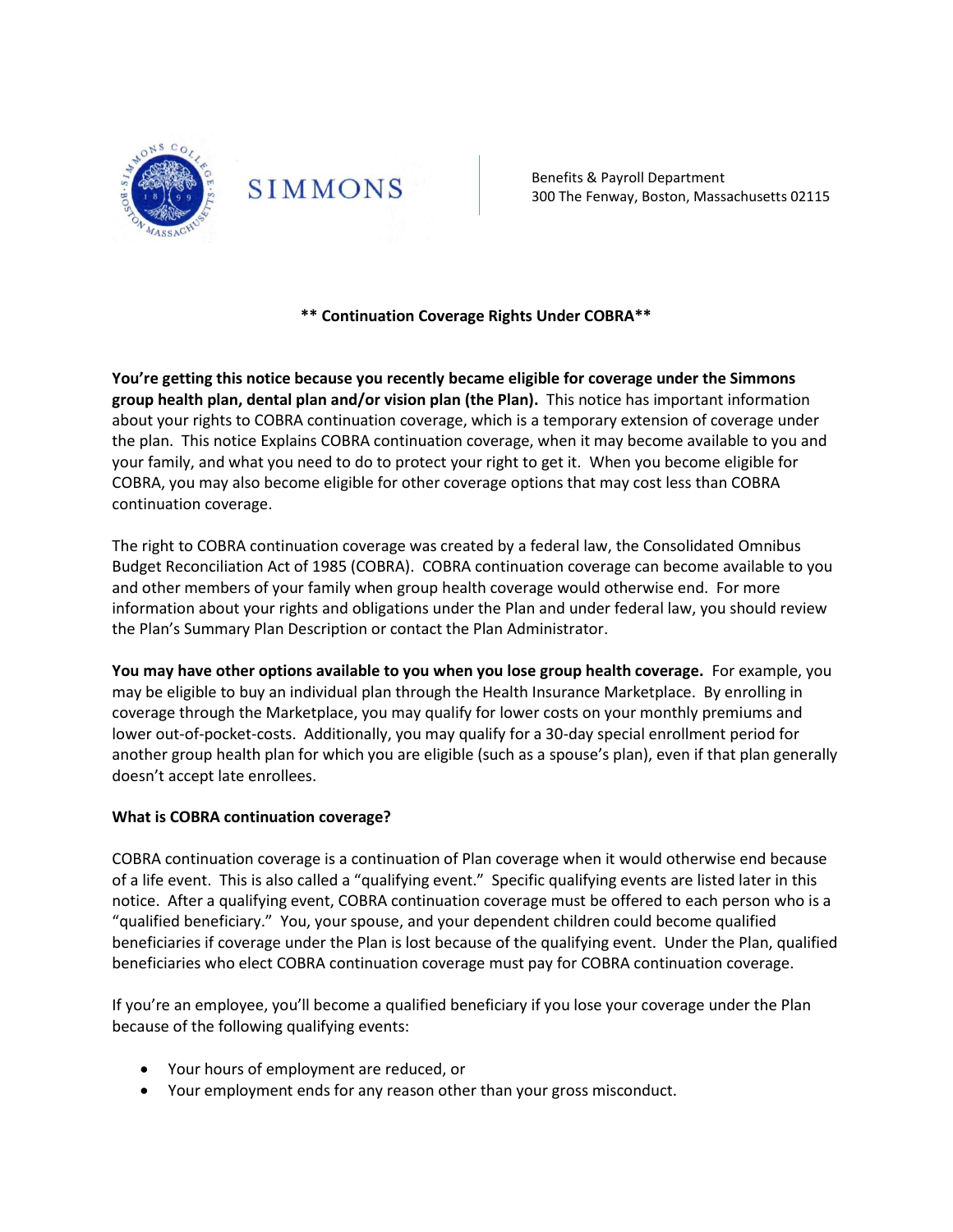SIMMONS

Benefits & Payroll Department
300 The Fenway, Boston, Massachusetts 02115

**** Continuation Coverage Rights Under COBRA****

**You're getting this notice because you recently became eligible for coverage under the Simmons group health plan, dental plan and/or vision plan (the Plan).** This notice has important information about your rights to COBRA continuation coverage, which is a temporary extension of coverage under the plan. This notice Explains COBRA continuation coverage, when it may become available to you and your family, and what you need to do to protect your right to get it. When you become eligible for COBRA, you may also become eligible for other coverage options that may cost less than COBRA continuation coverage.

The right to COBRA continuation coverage was created by a federal law, the Consolidated Omnibus Budget Reconciliation Act of 1985 (COBRA). COBRA continuation coverage can become available to you and other members of your family when group health coverage would otherwise end. For more information about your rights and obligations under the Plan and under federal law, you should review the Plan's Summary Plan Description or contact the Plan Administrator.

**You may have other options available to you when you lose group health coverage.** For example, you may be eligible to buy an individual plan through the Health Insurance Marketplace. By enrolling in coverage through the Marketplace, you may qualify for lower costs on your monthly premiums and lower out-of-pocket-costs. Additionally, you may qualify for a 30-day special enrollment period for another group health plan for which you are eligible (such as a spouse's plan), even if that plan generally doesn't accept late enrollees.

**What is COBRA continuation coverage?**

COBRA continuation coverage is a continuation of Plan coverage when it would otherwise end because of a life event. This is also called a "qualifying event." Specific qualifying events are listed later in this notice. After a qualifying event, COBRA continuation coverage must be offered to each person who is a "qualified beneficiary." You, your spouse, and your dependent children could become qualified beneficiaries if coverage under the Plan is lost because of the qualifying event. Under the Plan, qualified beneficiaries who elect COBRA continuation coverage must pay for COBRA continuation coverage.

If you're an employee, you'll become a qualified beneficiary if you lose your coverage under the Plan because of the following qualifying events:

- Your hours of employment are reduced, or
- Your employment ends for any reason other than your gross misconduct.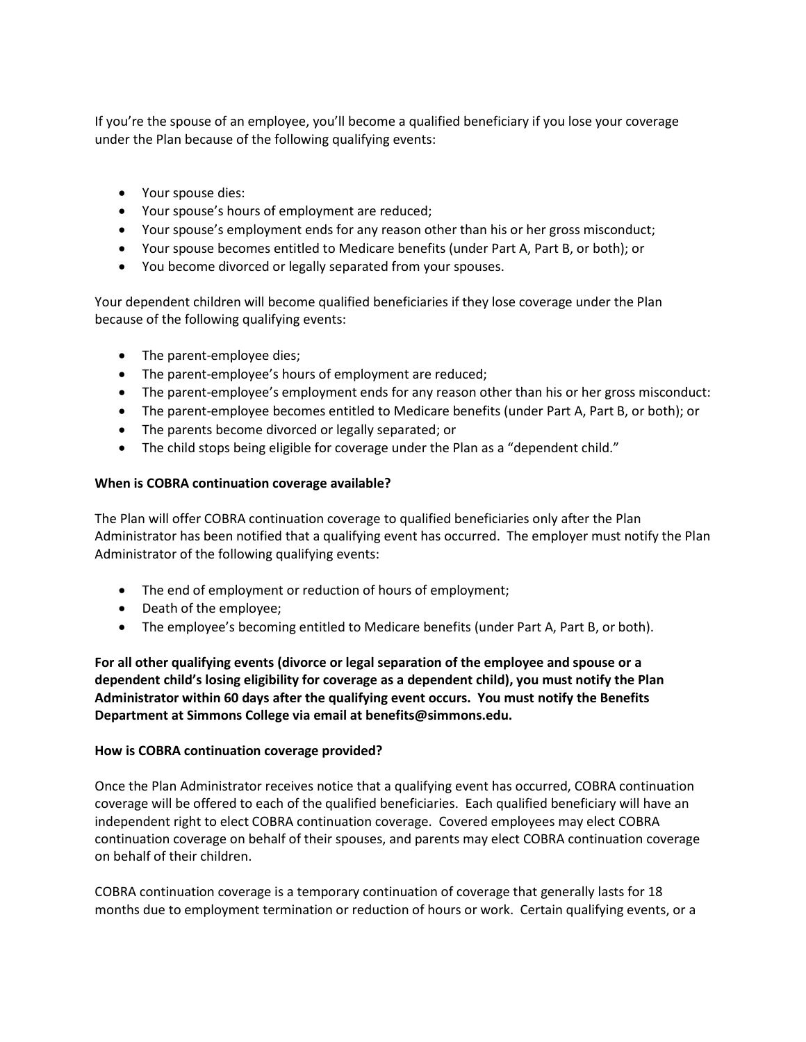If you're the spouse of an employee, you'll become a qualified beneficiary if you lose your coverage under the Plan because of the following qualifying events:

- Your spouse dies:
- Your spouse's hours of employment are reduced;
- Your spouse's employment ends for any reason other than his or her gross misconduct;
- Your spouse becomes entitled to Medicare benefits (under Part A, Part B, or both); or
- You become divorced or legally separated from your spouses.

Your dependent children will become qualified beneficiaries if they lose coverage under the Plan because of the following qualifying events:

- The parent-employee dies;
- The parent-employee's hours of employment are reduced;
- The parent-employee's employment ends for any reason other than his or her gross misconduct:
- The parent-employee becomes entitled to Medicare benefits (under Part A, Part B, or both); or
- The parents become divorced or legally separated; or
- The child stops being eligible for coverage under the Plan as a "dependent child."

**When is COBRA continuation coverage available?**

The Plan will offer COBRA continuation coverage to qualified beneficiaries only after the Plan Administrator has been notified that a qualifying event has occurred. The employer must notify the Plan Administrator of the following qualifying events:

- The end of employment or reduction of hours of employment;
- Death of the employee;
- The employee's becoming entitled to Medicare benefits (under Part A, Part B, or both).

**For all other qualifying events (divorce or legal separation of the employee and spouse or a dependent child's losing eligibility for coverage as a dependent child), you must notify the Plan Administrator within 60 days after the qualifying event occurs. You must notify the Benefits Department at Simmons College via email at benefits@simmons.edu.**

**How is COBRA continuation coverage provided?**

Once the Plan Administrator receives notice that a qualifying event has occurred, COBRA continuation coverage will be offered to each of the qualified beneficiaries. Each qualified beneficiary will have an independent right to elect COBRA continuation coverage. Covered employees may elect COBRA continuation coverage on behalf of their spouses, and parents may elect COBRA continuation coverage on behalf of their children.

COBRA continuation coverage is a temporary continuation of coverage that generally lasts for 18 months due to employment termination or reduction of hours or work. Certain qualifying events, or a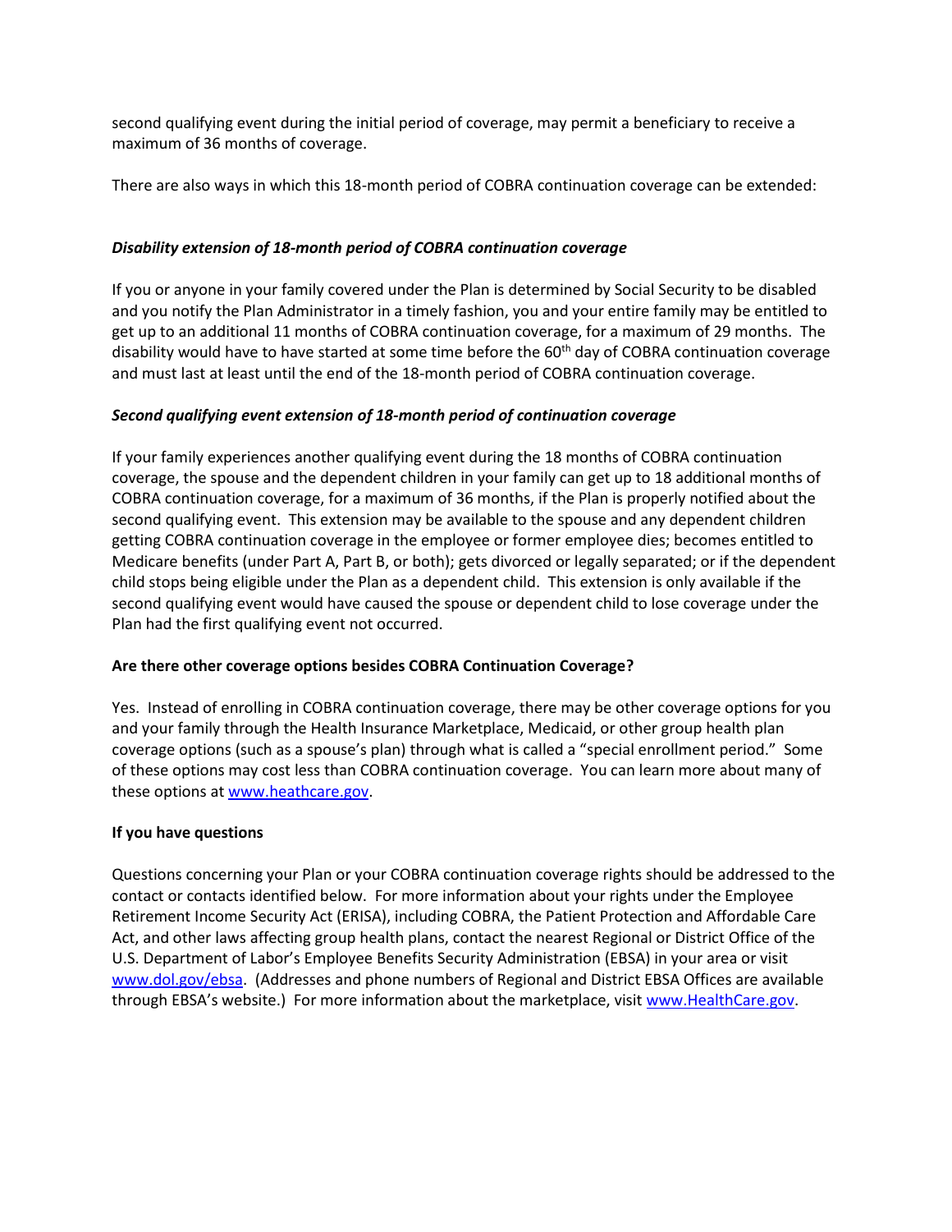second qualifying event during the initial period of coverage, may permit a beneficiary to receive a maximum of 36 months of coverage.

There are also ways in which this 18-month period of COBRA continuation coverage can be extended:

***Disability extension of 18-month period of COBRA continuation coverage***

If you or anyone in your family covered under the Plan is determined by Social Security to be disabled and you notify the Plan Administrator in a timely fashion, you and your entire family may be entitled to get up to an additional 11 months of COBRA continuation coverage, for a maximum of 29 months. The disability would have to have started at some time before the 60th day of COBRA continuation coverage and must last at least until the end of the 18-month period of COBRA continuation coverage.

***Second qualifying event extension of 18-month period of continuation coverage***

If your family experiences another qualifying event during the 18 months of COBRA continuation coverage, the spouse and the dependent children in your family can get up to 18 additional months of COBRA continuation coverage, for a maximum of 36 months, if the Plan is properly notified about the second qualifying event. This extension may be available to the spouse and any dependent children getting COBRA continuation coverage in the employee or former employee dies; becomes entitled to Medicare benefits (under Part A, Part B, or both); gets divorced or legally separated; or if the dependent child stops being eligible under the Plan as a dependent child. This extension is only available if the second qualifying event would have caused the spouse or dependent child to lose coverage under the Plan had the first qualifying event not occurred.

**Are there other coverage options besides COBRA Continuation Coverage?**

Yes. Instead of enrolling in COBRA continuation coverage, there may be other coverage options for you and your family through the Health Insurance Marketplace, Medicaid, or other group health plan coverage options (such as a spouse's plan) through what is called a "special enrollment period." Some of these options may cost less than COBRA continuation coverage. You can learn more about many of these options at [www.heathcare.gov](www.heathcare.gov).

**If you have questions**

Questions concerning your Plan or your COBRA continuation coverage rights should be addressed to the contact or contacts identified below. For more information about your rights under the Employee Retirement Income Security Act (ERISA), including COBRA, the Patient Protection and Affordable Care Act, and other laws affecting group health plans, contact the nearest Regional or District Office of the U.S. Department of Labor's Employee Benefits Security Administration (EBSA) in your area or visit [www.dol.gov/ebsa](www.dol.gov/ebsa). (Addresses and phone numbers of Regional and District EBSA Offices are available through EBSA's website.) For more information about the marketplace, visit [www.HealthCare.gov](www.HealthCare.gov).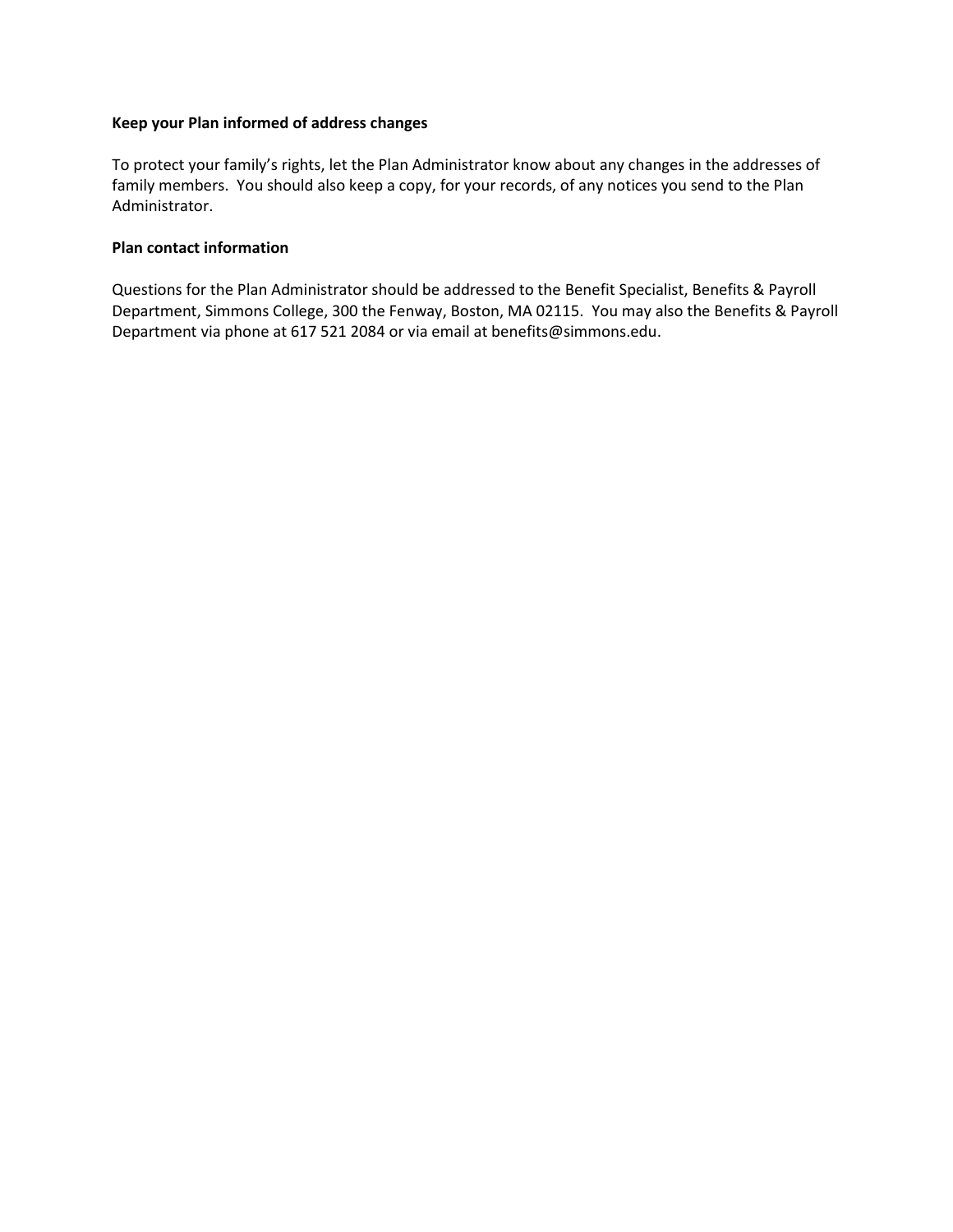**Keep your Plan informed of address changes**

To protect your family's rights, let the Plan Administrator know about any changes in the addresses of family members. You should also keep a copy, for your records, of any notices you send to the Plan Administrator.

**Plan contact information**

Questions for the Plan Administrator should be addressed to the Benefit Specialist, Benefits & Payroll Department, Simmons College, 300 the Fenway, Boston, MA 02115. You may also the Benefits & Payroll Department via phone at 617 521 2084 or via email at benefits@simmons.edu.